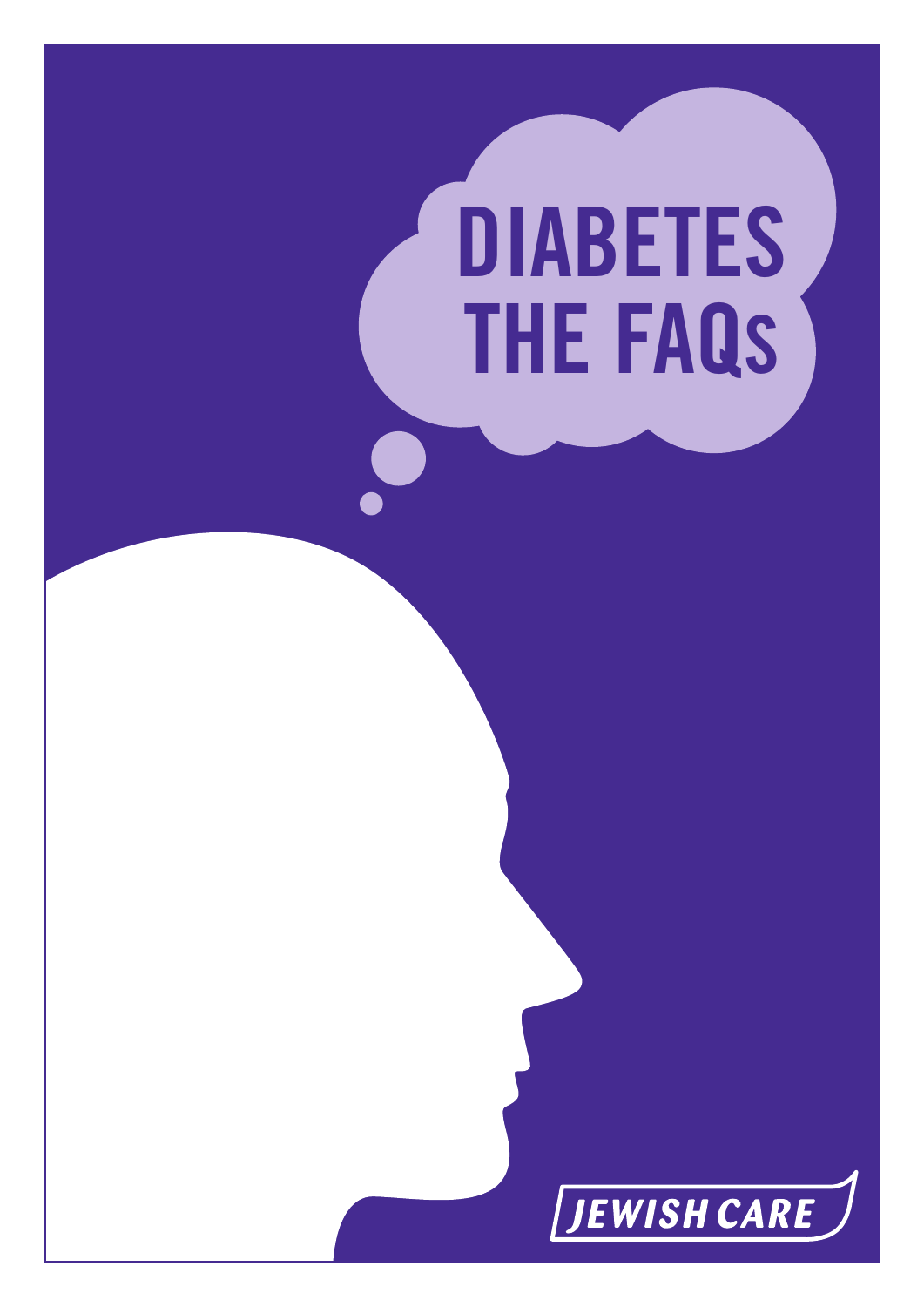# DIABETES THE FAQs

JEWISH CARE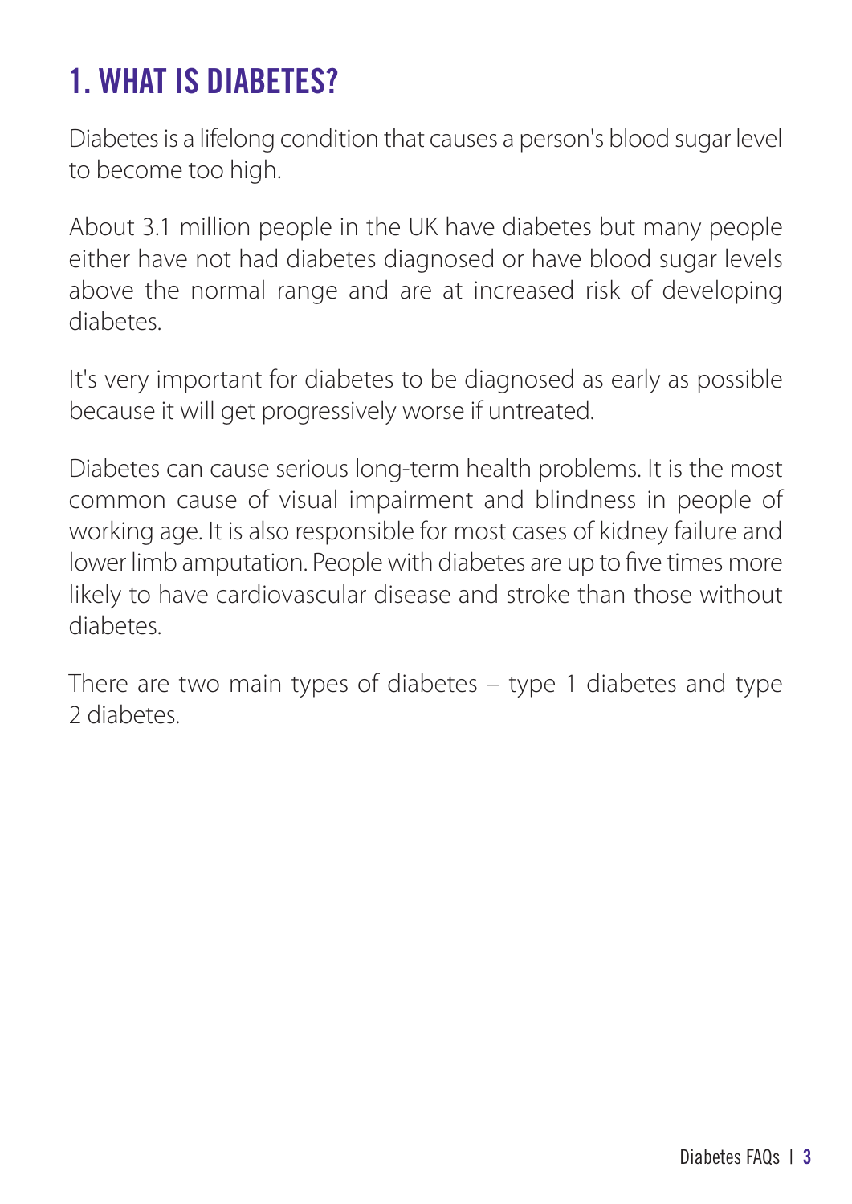# 1. WHAT IS DIABETES?

Diabetes is a lifelong condition that causes a person's blood sugar level to become too high.

About 3.1 million people in the UK have diabetes but many people either have not had diabetes diagnosed or have blood sugar levels above the normal range and are at increased risk of developing diabetes.

It's very important for diabetes to be diagnosed as early as possible because it will get progressively worse if untreated.

Diabetes can cause serious long-term health problems. It is the most common cause of visual impairment and blindness in people of working age. It is also responsible for most cases of kidney failure and lower limb amputation. People with diabetes are up to five times more likely to have cardiovascular disease and stroke than those without diabetes.

There are two main types of diabetes – type 1 diabetes and type 2 diabetes.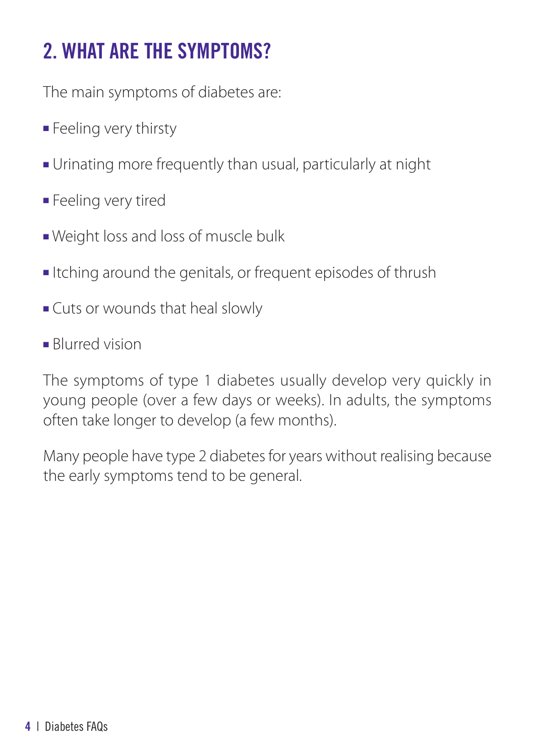## 2. WHAT ARE THE SYMPTOMS?

The main symptoms of diabetes are:

- Feeling very thirsty
- Urinating more frequently than usual, particularly at night
- Feeling very tired
- Weight loss and loss of muscle bulk
- Itching around the genitals, or frequent episodes of thrush
- Cuts or wounds that heal slowly
- Blurred vision

The symptoms of type 1 diabetes usually develop very quickly in young people (over a few days or weeks). In adults, the symptoms often take longer to develop (a few months).

Many people have type 2 diabetes for years without realising because the early symptoms tend to be general.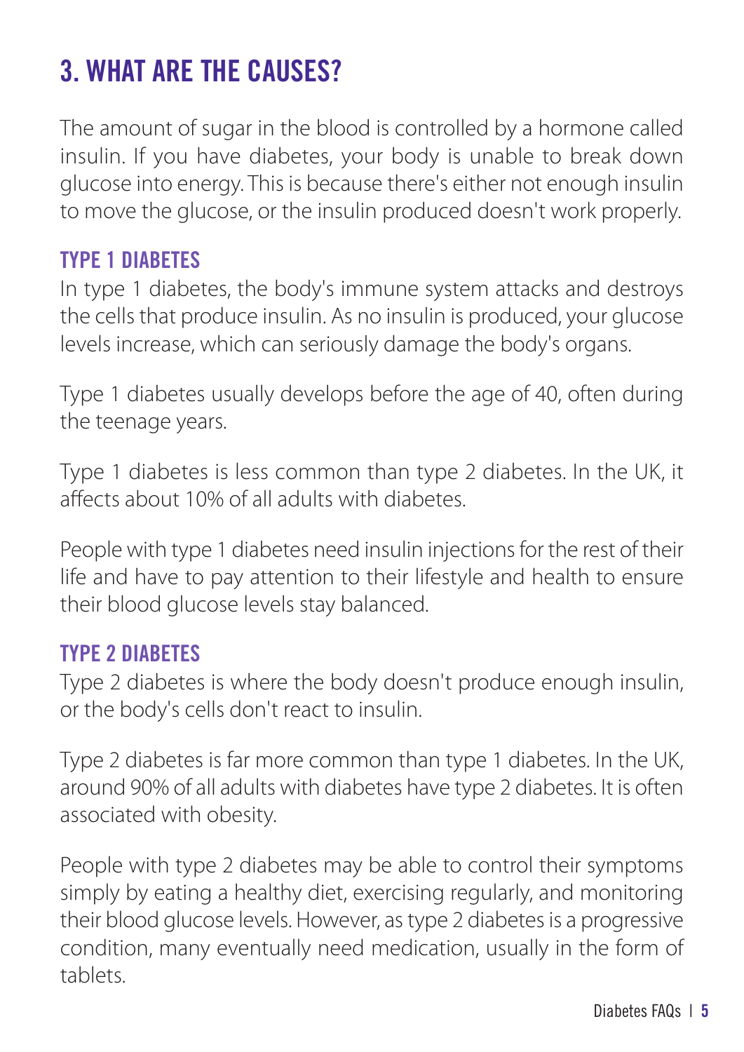## 3. WHAT ARE THE CAUSES?

The amount of sugar in the blood is controlled by a hormone called insulin. If you have diabetes, your body is unable to break down glucose into energy. This is because there's either not enough insulin to move the glucose, or the insulin produced doesn't work properly.

### TYPE 1 DIABETES

In type 1 diabetes, the body's immune system attacks and destroys the cells that produce insulin. As no insulin is produced, your glucose levels increase, which can seriously damage the body's organs.

Type 1 diabetes usually develops before the age of 40, often during the teenage years.

Type 1 diabetes is less common than type 2 diabetes. In the UK, it affects about 10% of all adults with diabetes.

People with type 1 diabetes need insulin injections for the rest of their life and have to pay attention to their lifestyle and health to ensure their blood glucose levels stay balanced.

### TYPE 2 DIABETES

Type 2 diabetes is where the body doesn't produce enough insulin, or the body's cells don't react to insulin.

Type 2 diabetes is far more common than type 1 diabetes. In the UK, around 90% of all adults with diabetes have type 2 diabetes. It is often associated with obesity.

People with type 2 diabetes may be able to control their symptoms simply by eating a healthy diet, exercising regularly, and monitoring their blood glucose levels. However, as type 2 diabetes is a progressive condition, many eventually need medication, usually in the form of tablets.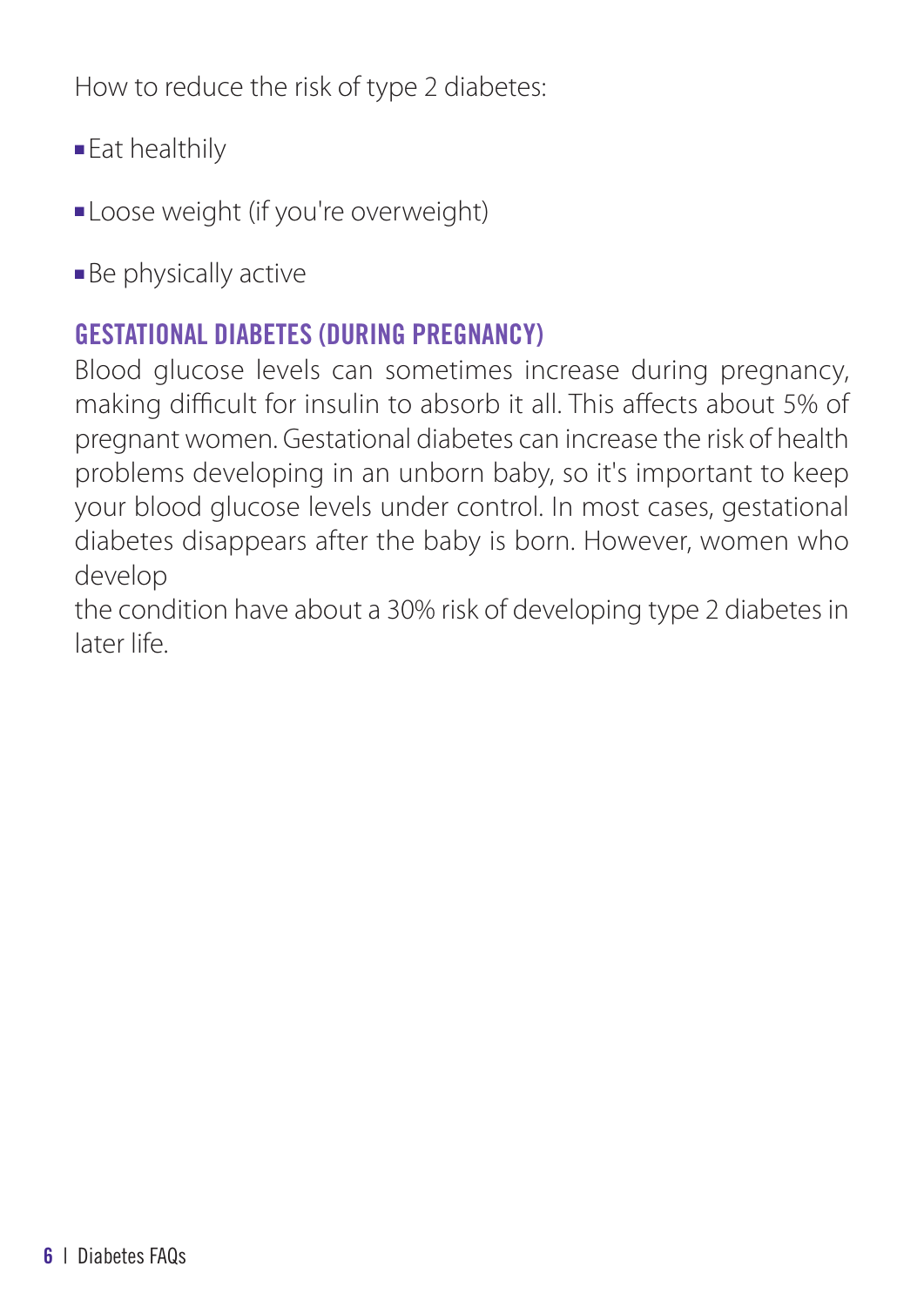How to reduce the risk of type 2 diabetes:

- Eat healthily
- Loose weight (if you're overweight)
- Be physically active

## GESTATIONAL DIABETES (DURING PREGNANCY)

Blood glucose levels can sometimes increase during pregnancy, making difficult for insulin to absorb it all. This affects about 5% of pregnant women. Gestational diabetes can increase the risk of health problems developing in an unborn baby, so it's important to keep your blood glucose levels under control. In most cases, gestational diabetes disappears after the baby is born. However, women who develop the condition have about a 30% risk of developing type 2 diabetes in later life.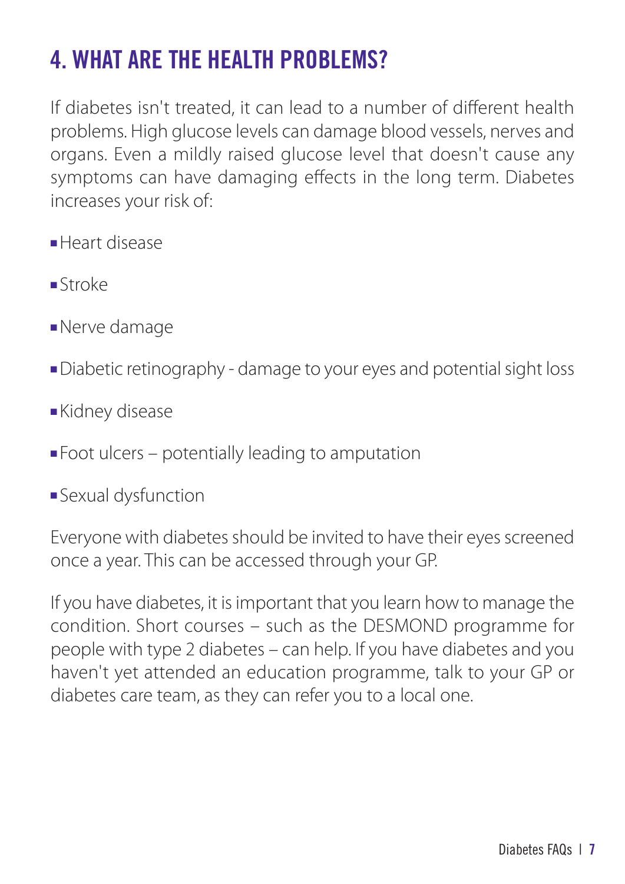## 4. WHAT ARE THE HEALTH PROBLEMS?

If diabetes isn't treated, it can lead to a number of different health problems. High glucose levels can damage blood vessels, nerves and organs. Even a mildly raised glucose level that doesn't cause any symptoms can have damaging effects in the long term. Diabetes increases your risk of:

- Heart disease
- Stroke
- Nerve damage
- Diabetic retinography - damage to your eyes and potential sight loss
- Kidney disease
- Foot ulcers – potentially leading to amputation
- Sexual dysfunction

Everyone with diabetes should be invited to have their eyes screened once a year. This can be accessed through your GP.

If you have diabetes, it is important that you learn how to manage the condition. Short courses – such as the DESMOND programme for people with type 2 diabetes – can help. If you have diabetes and you haven't yet attended an education programme, talk to your GP or diabetes care team, as they can refer you to a local one.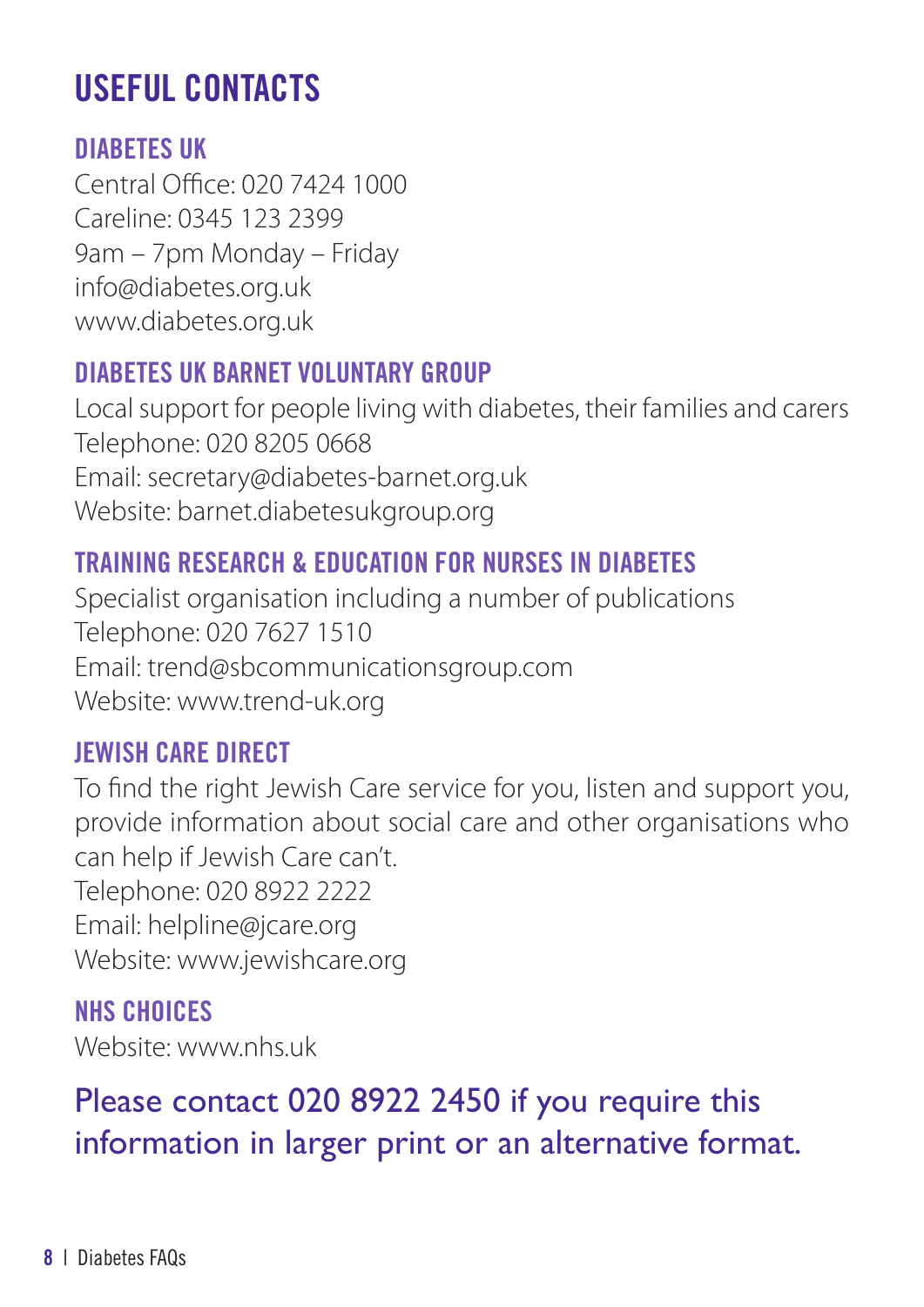# USEFUL CONTACTS

## DIABETES UK

Central Office: 020 7424 1000
Careline: 0345 123 2399
9am – 7pm Monday – Friday
info@diabetes.org.uk
www.diabetes.org.uk

## DIABETES UK BARNET VOLUNTARY GROUP

Local support for people living with diabetes, their families and carers
Telephone: 020 8205 0668
Email: secretary@diabetes-barnet.org.uk
Website: barnet.diabetesukgroup.org

## TRAINING RESEARCH & EDUCATION FOR NURSES IN DIABETES

Specialist organisation including a number of publications
Telephone: 020 7627 1510
Email: trend@sbcommunicationsgroup.com
Website: www.trend-uk.org

## JEWISH CARE DIRECT

To find the right Jewish Care service for you, listen and support you, provide information about social care and other organisations who can help if Jewish Care can't.
Telephone: 020 8922 2222
Email: helpline@jcare.org
Website: www.jewishcare.org

## NHS CHOICES

Website: www.nhs.uk

Please contact 020 8922 2450 if you require this information in larger print or an alternative format.